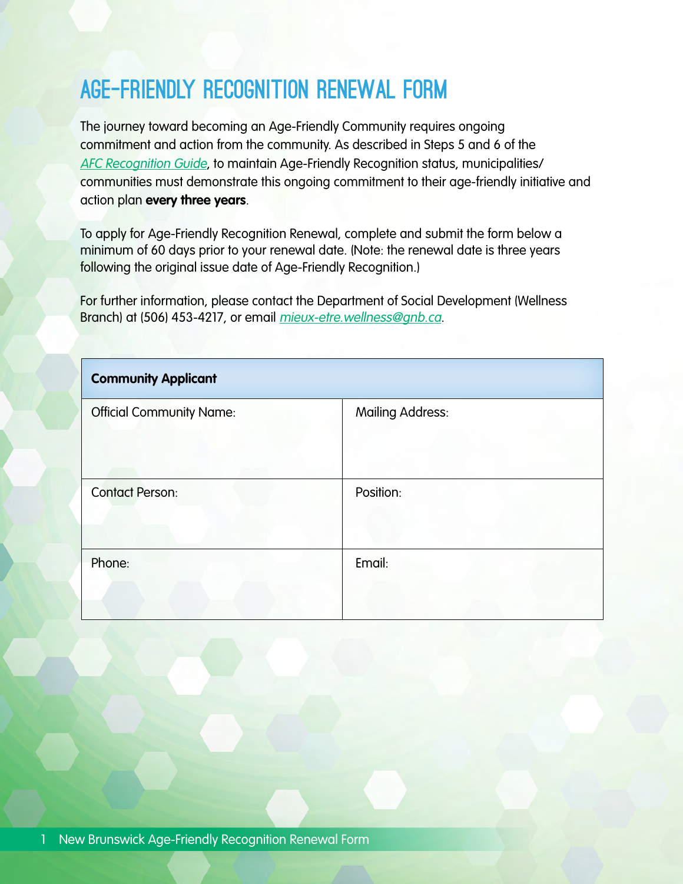# AGE-FRIENDLY RECOGNITION RENEWAL FORM

The journey toward becoming an Age-Friendly Community requires ongoing commitment and action from the community. As described in Steps 5 and 6 of the *AFC Recognition Guide*, to maintain Age-Friendly Recognition status, municipalities/communities must demonstrate this ongoing commitment to their age-friendly initiative and action plan **every three years**.

To apply for Age-Friendly Recognition Renewal, complete and submit the form below a minimum of 60 days prior to your renewal date. (Note: the renewal date is three years following the original issue date of Age-Friendly Recognition.)

For further information, please contact the Department of Social Development (Wellness Branch) at (506) 453-4217, or email *mieux-etre.wellness@gnb.ca*.

| **Community Applicant** | |
|---|---|
| Official Community Name: | Mailing Address: |
| Contact Person: | Position: |
| Phone: | Email: |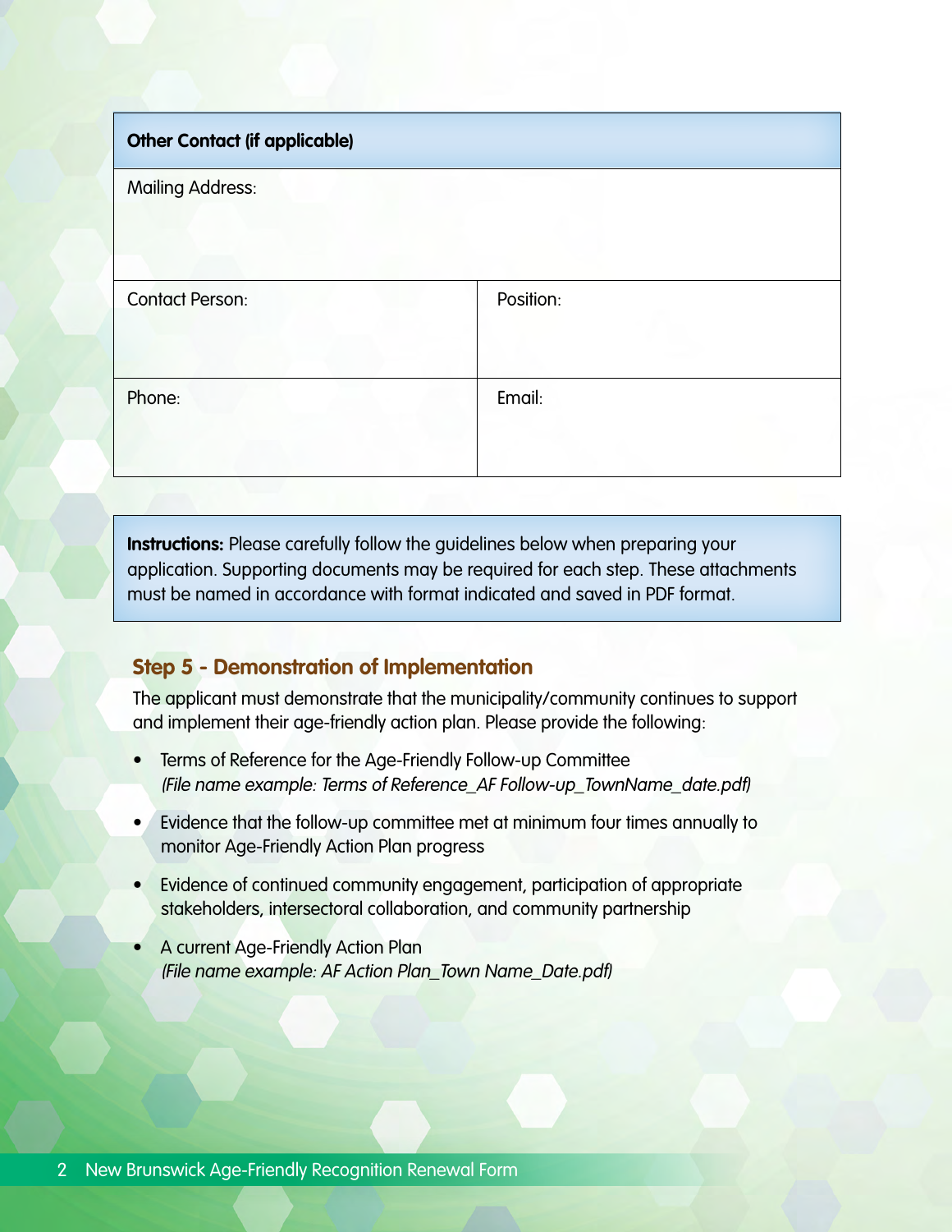| Other Contact (if applicable) | |
|---|---|
| Mailing Address: | |
| Contact Person: | Position: |
| Phone: | Email: |

**Instructions:** Please carefully follow the guidelines below when preparing your application. Supporting documents may be required for each step. These attachments must be named in accordance with format indicated and saved in PDF format.

## Step 5 - Demonstration of Implementation

The applicant must demonstrate that the municipality/community continues to support and implement their age-friendly action plan. Please provide the following:

- Terms of Reference for the Age-Friendly Follow-up Committee
  *(File name example: Terms of Reference_AF Follow-up_TownName_date.pdf)*
- Evidence that the follow-up committee met at minimum four times annually to monitor Age-Friendly Action Plan progress
- Evidence of continued community engagement, participation of appropriate stakeholders, intersectoral collaboration, and community partnership
- A current Age-Friendly Action Plan
  *(File name example: AF Action Plan_Town Name_Date.pdf)*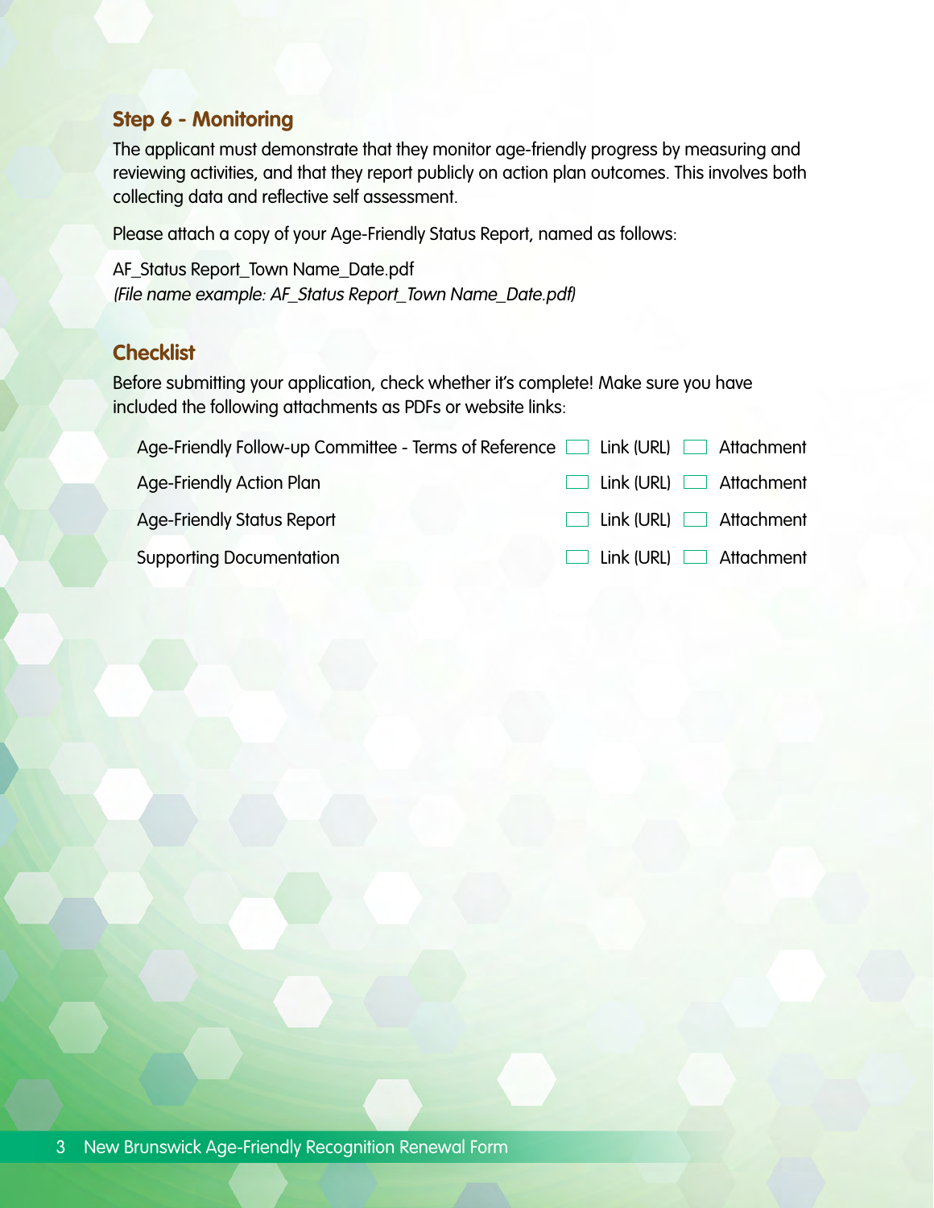## Step 6 - Monitoring

The applicant must demonstrate that they monitor age-friendly progress by measuring and reviewing activities, and that they report publicly on action plan outcomes. This involves both collecting data and reflective self assessment.

Please attach a copy of your Age-Friendly Status Report, named as follows:

AF_Status Report_Town Name_Date.pdf
*(File name example: AF_Status Report_Town Name_Date.pdf)*

## Checklist

Before submitting your application, check whether it's complete! Make sure you have included the following attachments as PDFs or website links:

| | | |
|---|---|---|
| Age-Friendly Follow-up Committee - Terms of Reference | ☐ Link (URL) | ☐ Attachment |
| Age-Friendly Action Plan | ☐ Link (URL) | ☐ Attachment |
| Age-Friendly Status Report | ☐ Link (URL) | ☐ Attachment |
| Supporting Documentation | ☐ Link (URL) | ☐ Attachment |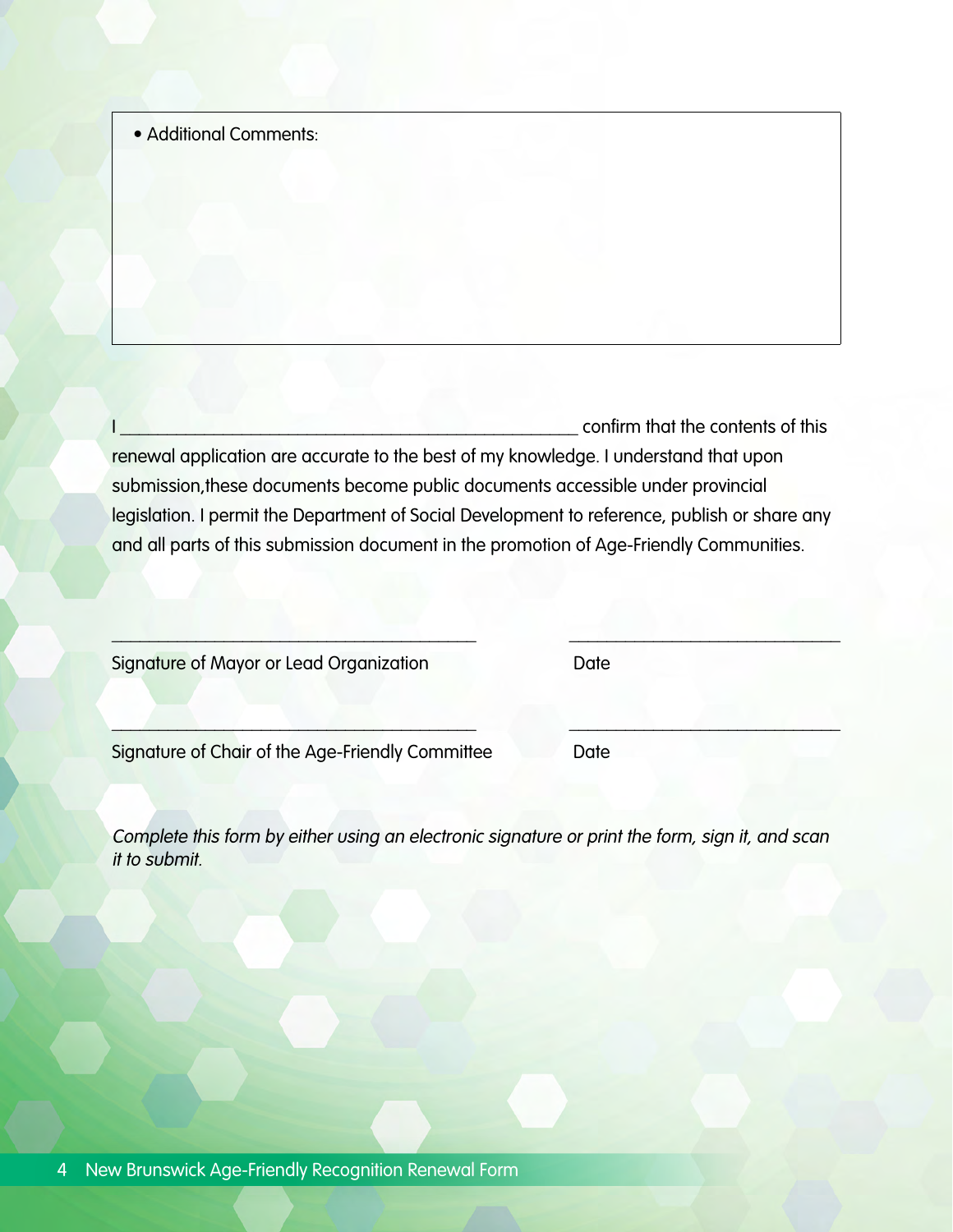- Additional Comments:

I ______________________________________________ confirm that the contents of this renewal application are accurate to the best of my knowledge. I understand that upon submission,these documents become public documents accessible under provincial legislation. I permit the Department of Social Development to reference, publish or share any and all parts of this submission document in the promotion of Age-Friendly Communities.

________________________________________ ______________________________

Signature of Mayor or Lead Organization Date

________________________________________ ______________________________

Signature of Chair of the Age-Friendly Committee Date

*Complete this form by either using an electronic signature or print the form, sign it, and scan it to submit.*